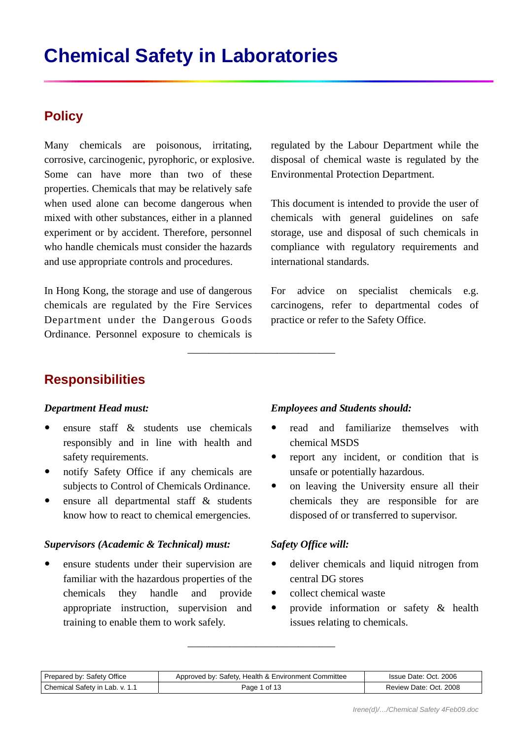# Chemical Safety in Laboratories

## Policy

Many chemicals are poisonous, irritating, corrosive, carcinogenic, pyrophoric, or explosive. Some can have more than two of these properties. Chemicals that may be relatively safe when used alone can become dangerous when mixed with other substances, either in a planned experiment or by accident. Therefore, personnel who handle chemicals must consider the hazards and use appropriate controls and procedures.

In Hong Kong, the storage and use of dangerous chemicals are regulated by the Fire Services Department under the Dangerous Goods Ordinance. Personnel exposure to chemicals is regulated by the Labour Department while the disposal of chemical waste is regulated by the Environmental Protection Department.

This document is intended to provide the user of chemicals with general guidelines on safe storage, use and disposal of such chemicals in compliance with regulatory requirements and international standards.

For advice on specialist chemicals e.g. carcinogens, refer to departmental codes of practice or refer to the Safety Office.

---

## Responsibilities

*Department Head must:*

- ensure staff & students use chemicals responsibly and in line with health and safety requirements.
- notify Safety Office if any chemicals are subjects to Control of Chemicals Ordinance.
- ensure all departmental staff & students know how to react to chemical emergencies.

*Supervisors (Academic & Technical) must:*

- ensure students under their supervision are familiar with the hazardous properties of the chemicals they handle and provide appropriate instruction, supervision and training to enable them to work safely.

*Employees and Students should:*

- read and familiarize themselves with chemical MSDS
- report any incident, or condition that is unsafe or potentially hazardous.
- on leaving the University ensure all their chemicals they are responsible for are disposed of or transferred to supervisor.

*Safety Office will:*

- deliver chemicals and liquid nitrogen from central DG stores
- collect chemical waste
- provide information or safety & health issues relating to chemicals.

---

| Prepared by: Safety Office | Approved by: Safety, Health & Environment Committee | Issue Date: Oct. 2006 |
|---|---|---|
| Chemical Safety in Lab. v. 1.1 | | Review Date: Oct. 2008 |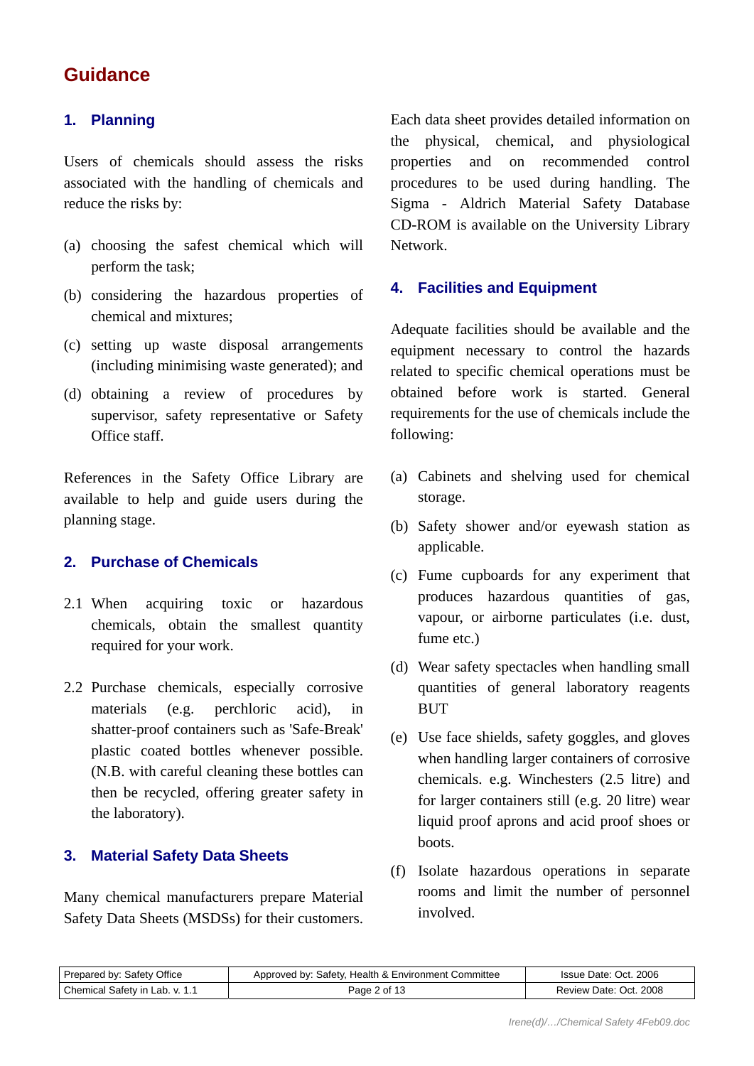# Guidance

## 1. Planning

Users of chemicals should assess the risks associated with the handling of chemicals and reduce the risks by:

(a) choosing the safest chemical which will perform the task;

(b) considering the hazardous properties of chemical and mixtures;

(c) setting up waste disposal arrangements (including minimising waste generated); and

(d) obtaining a review of procedures by supervisor, safety representative or Safety Office staff.

References in the Safety Office Library are available to help and guide users during the planning stage.

## 2. Purchase of Chemicals

2.1 When acquiring toxic or hazardous chemicals, obtain the smallest quantity required for your work.

2.2 Purchase chemicals, especially corrosive materials (e.g. perchloric acid), in shatter-proof containers such as 'Safe-Break' plastic coated bottles whenever possible. (N.B. with careful cleaning these bottles can then be recycled, offering greater safety in the laboratory).

## 3. Material Safety Data Sheets

Many chemical manufacturers prepare Material Safety Data Sheets (MSDSs) for their customers. Each data sheet provides detailed information on the physical, chemical, and physiological properties and on recommended control procedures to be used during handling. The Sigma - Aldrich Material Safety Database CD-ROM is available on the University Library Network.

## 4. Facilities and Equipment

Adequate facilities should be available and the equipment necessary to control the hazards related to specific chemical operations must be obtained before work is started. General requirements for the use of chemicals include the following:

(a) Cabinets and shelving used for chemical storage.

(b) Safety shower and/or eyewash station as applicable.

(c) Fume cupboards for any experiment that produces hazardous quantities of gas, vapour, or airborne particulates (i.e. dust, fume etc.)

(d) Wear safety spectacles when handling small quantities of general laboratory reagents BUT

(e) Use face shields, safety goggles, and gloves when handling larger containers of corrosive chemicals. e.g. Winchesters (2.5 litre) and for larger containers still (e.g. 20 litre) wear liquid proof aprons and acid proof shoes or boots.

(f) Isolate hazardous operations in separate rooms and limit the number of personnel involved.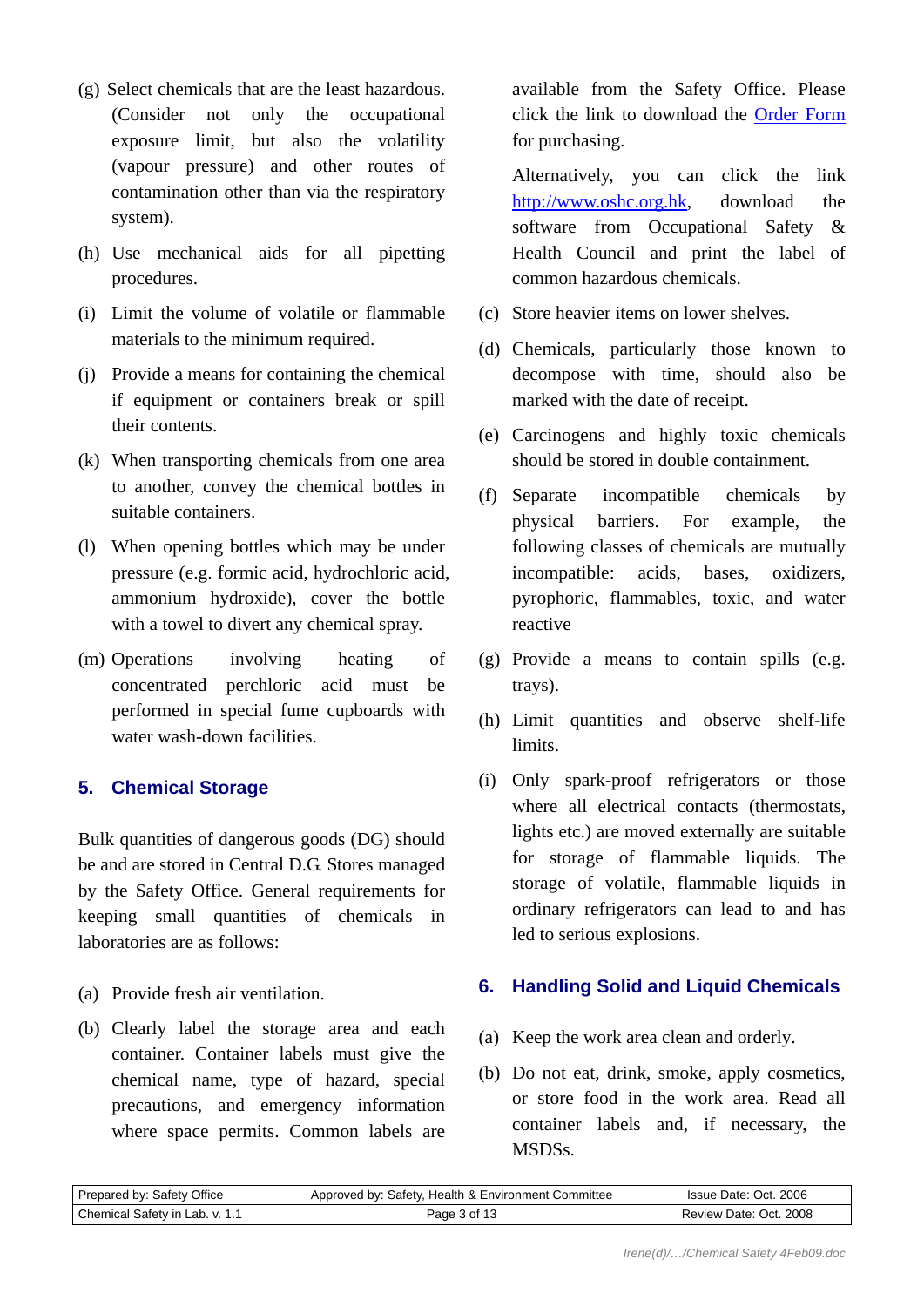(g) Select chemicals that are the least hazardous. (Consider not only the occupational exposure limit, but also the volatility (vapour pressure) and other routes of contamination other than via the respiratory system).

(h) Use mechanical aids for all pipetting procedures.

(i) Limit the volume of volatile or flammable materials to the minimum required.

(j) Provide a means for containing the chemical if equipment or containers break or spill their contents.

(k) When transporting chemicals from one area to another, convey the chemical bottles in suitable containers.

(l) When opening bottles which may be under pressure (e.g. formic acid, hydrochloric acid, ammonium hydroxide), cover the bottle with a towel to divert any chemical spray.

(m) Operations involving heating of concentrated perchloric acid must be performed in special fume cupboards with water wash-down facilities.

## 5. Chemical Storage

Bulk quantities of dangerous goods (DG) should be and are stored in Central D.G. Stores managed by the Safety Office. General requirements for keeping small quantities of chemicals in laboratories are as follows:

(a) Provide fresh air ventilation.

(b) Clearly label the storage area and each container. Container labels must give the chemical name, type of hazard, special precautions, and emergency information where space permits. Common labels are available from the Safety Office. Please click the link to download the Order Form for purchasing.

Alternatively, you can click the link http://www.oshc.org.hk, download the software from Occupational Safety & Health Council and print the label of common hazardous chemicals.

(c) Store heavier items on lower shelves.

(d) Chemicals, particularly those known to decompose with time, should also be marked with the date of receipt.

(e) Carcinogens and highly toxic chemicals should be stored in double containment.

(f) Separate incompatible chemicals by physical barriers. For example, the following classes of chemicals are mutually incompatible: acids, bases, oxidizers, pyrophoric, flammables, toxic, and water reactive

(g) Provide a means to contain spills (e.g. trays).

(h) Limit quantities and observe shelf-life limits.

(i) Only spark-proof refrigerators or those where all electrical contacts (thermostats, lights etc.) are moved externally are suitable for storage of flammable liquids. The storage of volatile, flammable liquids in ordinary refrigerators can lead to and has led to serious explosions.

## 6. Handling Solid and Liquid Chemicals

(a) Keep the work area clean and orderly.

(b) Do not eat, drink, smoke, apply cosmetics, or store food in the work area. Read all container labels and, if necessary, the MSDSs.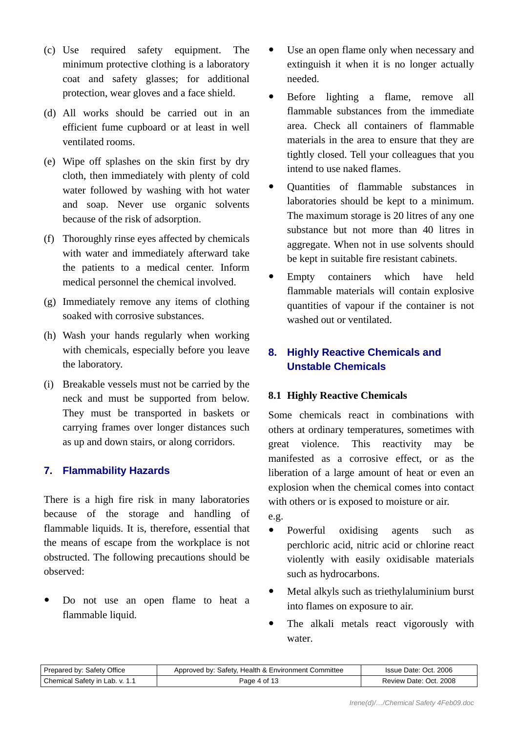(c) Use required safety equipment. The minimum protective clothing is a laboratory coat and safety glasses; for additional protection, wear gloves and a face shield.

(d) All works should be carried out in an efficient fume cupboard or at least in well ventilated rooms.

(e) Wipe off splashes on the skin first by dry cloth, then immediately with plenty of cold water followed by washing with hot water and soap. Never use organic solvents because of the risk of adsorption.

(f) Thoroughly rinse eyes affected by chemicals with water and immediately afterward take the patients to a medical center. Inform medical personnel the chemical involved.

(g) Immediately remove any items of clothing soaked with corrosive substances.

(h) Wash your hands regularly when working with chemicals, especially before you leave the laboratory.

(i) Breakable vessels must not be carried by the neck and must be supported from below. They must be transported in baskets or carrying frames over longer distances such as up and down stairs, or along corridors.

## 7. Flammability Hazards

There is a high fire risk in many laboratories because of the storage and handling of flammable liquids. It is, therefore, essential that the means of escape from the workplace is not obstructed. The following precautions should be observed:

- Do not use an open flame to heat a flammable liquid.
- Use an open flame only when necessary and extinguish it when it is no longer actually needed.
- Before lighting a flame, remove all flammable substances from the immediate area. Check all containers of flammable materials in the area to ensure that they are tightly closed. Tell your colleagues that you intend to use naked flames.
- Quantities of flammable substances in laboratories should be kept to a minimum. The maximum storage is 20 litres of any one substance but not more than 40 litres in aggregate. When not in use solvents should be kept in suitable fire resistant cabinets.
- Empty containers which have held flammable materials will contain explosive quantities of vapour if the container is not washed out or ventilated.

## 8. Highly Reactive Chemicals and Unstable Chemicals

### 8.1 Highly Reactive Chemicals

Some chemicals react in combinations with others at ordinary temperatures, sometimes with great violence. This reactivity may be manifested as a corrosive effect, or as the liberation of a large amount of heat or even an explosion when the chemical comes into contact with others or is exposed to moisture or air.

e.g.

- Powerful oxidising agents such as perchloric acid, nitric acid or chlorine react violently with easily oxidisable materials such as hydrocarbons.
- Metal alkyls such as triethylaluminium burst into flames on exposure to air.
- The alkali metals react vigorously with water.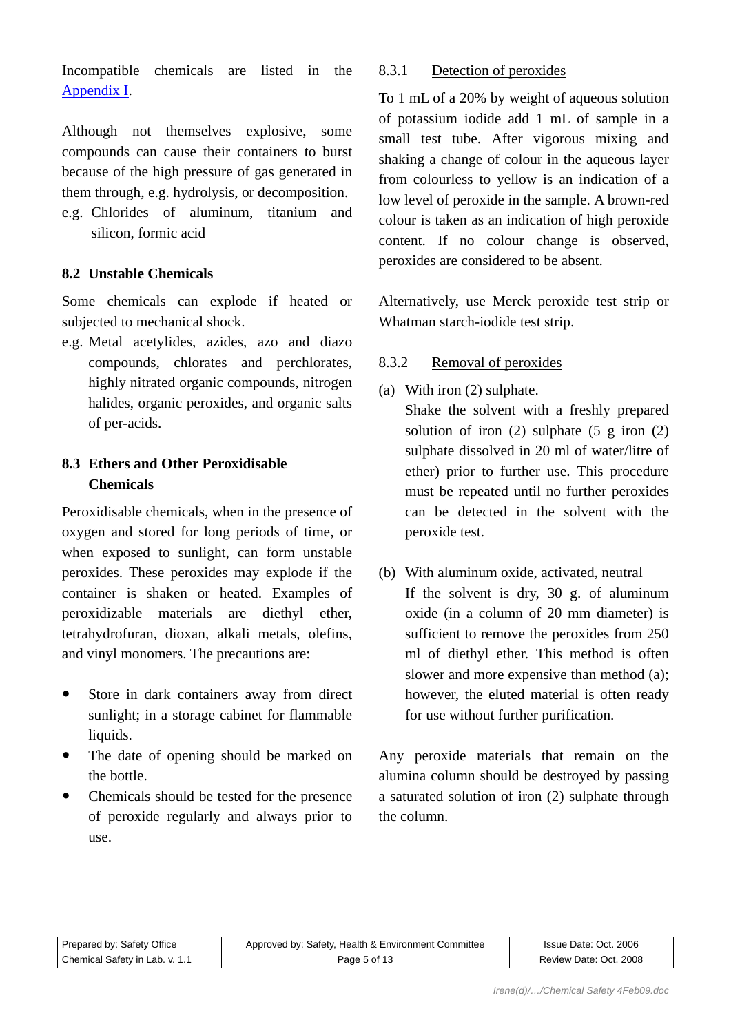Incompatible chemicals are listed in the Appendix I.

Although not themselves explosive, some compounds can cause their containers to burst because of the high pressure of gas generated in them through, e.g. hydrolysis, or decomposition.

e.g. Chlorides of aluminum, titanium and silicon, formic acid

## 8.2 Unstable Chemicals

Some chemicals can explode if heated or subjected to mechanical shock.

e.g. Metal acetylides, azides, azo and diazo compounds, chlorates and perchlorates, highly nitrated organic compounds, nitrogen halides, organic peroxides, and organic salts of per-acids.

## 8.3 Ethers and Other Peroxidisable Chemicals

Peroxidisable chemicals, when in the presence of oxygen and stored for long periods of time, or when exposed to sunlight, can form unstable peroxides. These peroxides may explode if the container is shaken or heated. Examples of peroxidizable materials are diethyl ether, tetrahydrofuran, dioxan, alkali metals, olefins, and vinyl monomers. The precautions are:

- Store in dark containers away from direct sunlight; in a storage cabinet for flammable liquids.
- The date of opening should be marked on the bottle.
- Chemicals should be tested for the presence of peroxide regularly and always prior to use.

### 8.3.1 Detection of peroxides

To 1 mL of a 20% by weight of aqueous solution of potassium iodide add 1 mL of sample in a small test tube. After vigorous mixing and shaking a change of colour in the aqueous layer from colourless to yellow is an indication of a low level of peroxide in the sample. A brown-red colour is taken as an indication of high peroxide content. If no colour change is observed, peroxides are considered to be absent.

Alternatively, use Merck peroxide test strip or Whatman starch-iodide test strip.

### 8.3.2 Removal of peroxides

(a) With iron (2) sulphate.
Shake the solvent with a freshly prepared solution of iron (2) sulphate (5 g iron (2) sulphate dissolved in 20 ml of water/litre of ether) prior to further use. This procedure must be repeated until no further peroxides can be detected in the solvent with the peroxide test.

(b) With aluminum oxide, activated, neutral
If the solvent is dry, 30 g. of aluminum oxide (in a column of 20 mm diameter) is sufficient to remove the peroxides from 250 ml of diethyl ether. This method is often slower and more expensive than method (a); however, the eluted material is often ready for use without further purification.

Any peroxide materials that remain on the alumina column should be destroyed by passing a saturated solution of iron (2) sulphate through the column.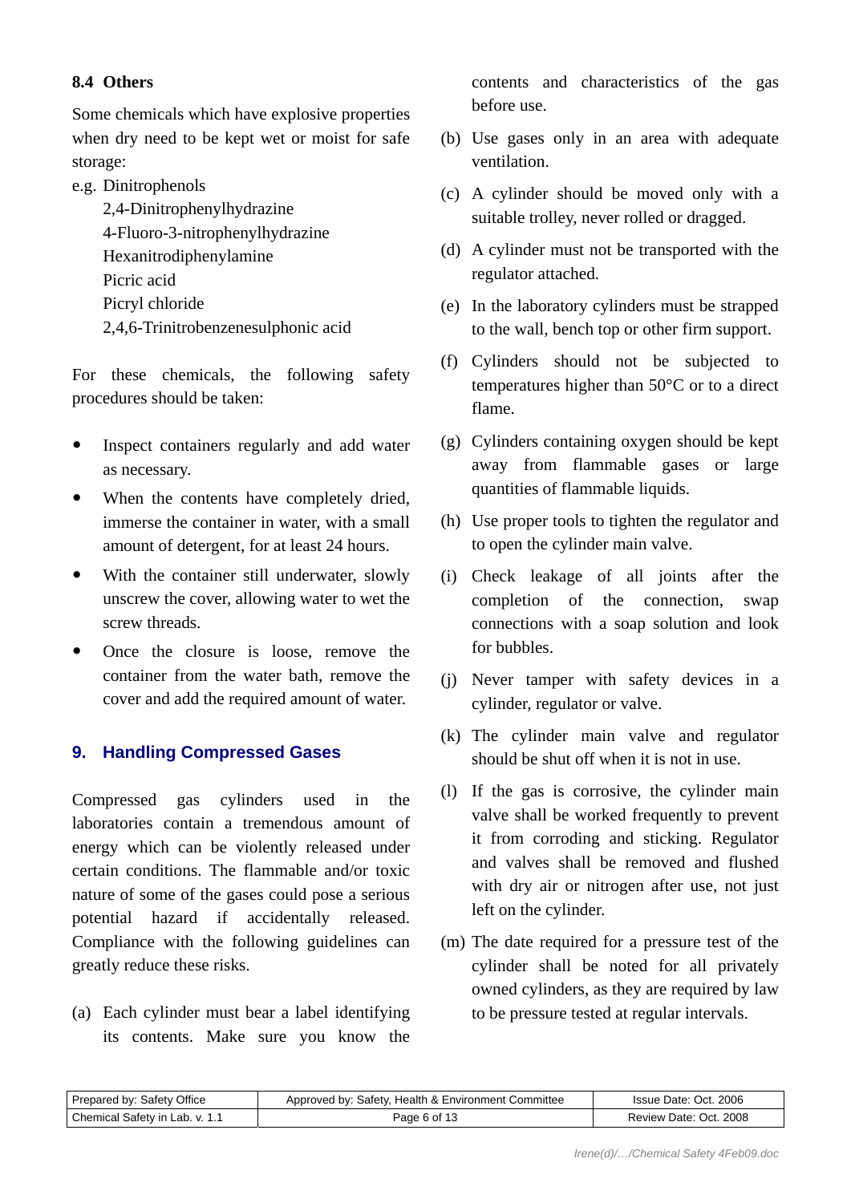### 8.4 Others

Some chemicals which have explosive properties when dry need to be kept wet or moist for safe storage:

e.g. Dinitrophenols
2,4-Dinitrophenylhydrazine
4-Fluoro-3-nitrophenylhydrazine
Hexanitrodiphenylamine
Picric acid
Picryl chloride
2,4,6-Trinitrobenzenesulphonic acid

For these chemicals, the following safety procedures should be taken:

- Inspect containers regularly and add water as necessary.
- When the contents have completely dried, immerse the container in water, with a small amount of detergent, for at least 24 hours.
- With the container still underwater, slowly unscrew the cover, allowing water to wet the screw threads.
- Once the closure is loose, remove the container from the water bath, remove the cover and add the required amount of water.

## 9. Handling Compressed Gases

Compressed gas cylinders used in the laboratories contain a tremendous amount of energy which can be violently released under certain conditions. The flammable and/or toxic nature of some of the gases could pose a serious potential hazard if accidentally released. Compliance with the following guidelines can greatly reduce these risks.

(a) Each cylinder must bear a label identifying its contents. Make sure you know the contents and characteristics of the gas before use.

(b) Use gases only in an area with adequate ventilation.

(c) A cylinder should be moved only with a suitable trolley, never rolled or dragged.

(d) A cylinder must not be transported with the regulator attached.

(e) In the laboratory cylinders must be strapped to the wall, bench top or other firm support.

(f) Cylinders should not be subjected to temperatures higher than 50°C or to a direct flame.

(g) Cylinders containing oxygen should be kept away from flammable gases or large quantities of flammable liquids.

(h) Use proper tools to tighten the regulator and to open the cylinder main valve.

(i) Check leakage of all joints after the completion of the connection, swap connections with a soap solution and look for bubbles.

(j) Never tamper with safety devices in a cylinder, regulator or valve.

(k) The cylinder main valve and regulator should be shut off when it is not in use.

(l) If the gas is corrosive, the cylinder main valve shall be worked frequently to prevent it from corroding and sticking. Regulator and valves shall be removed and flushed with dry air or nitrogen after use, not just left on the cylinder.

(m) The date required for a pressure test of the cylinder shall be noted for all privately owned cylinders, as they are required by law to be pressure tested at regular intervals.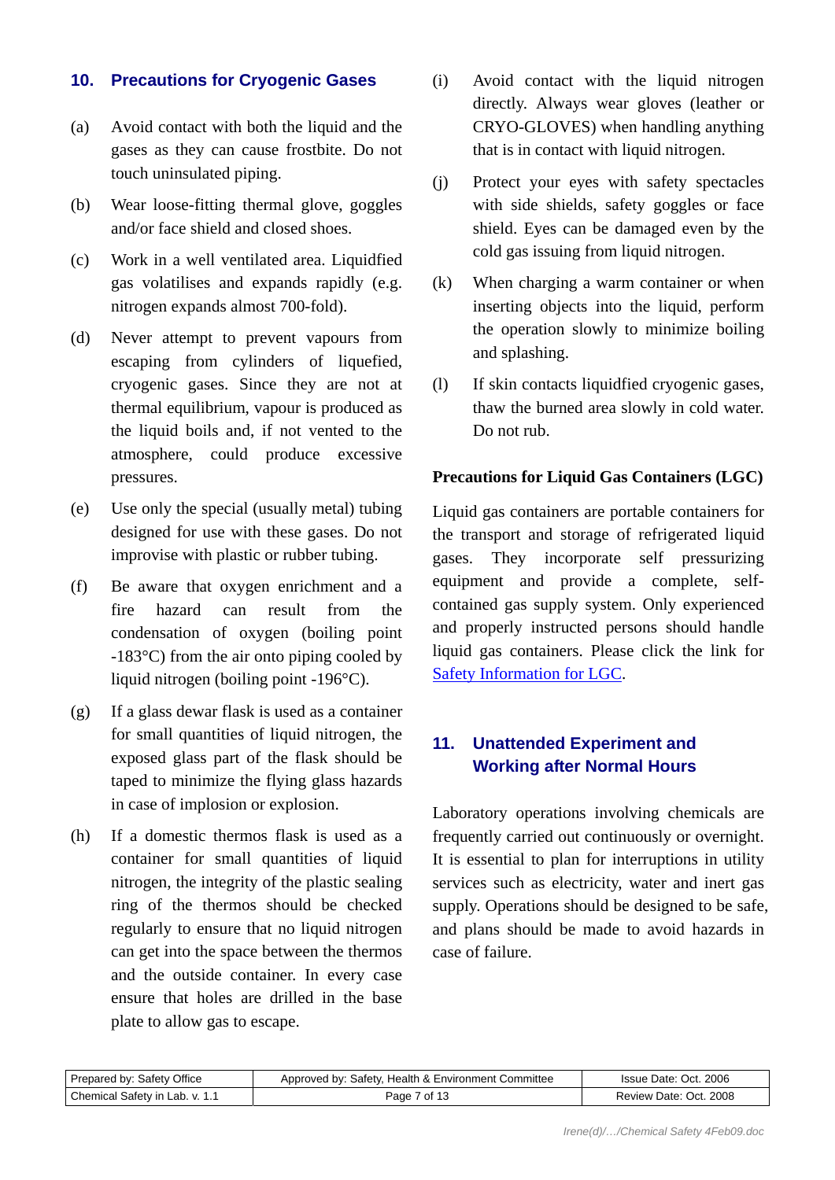## 10. Precautions for Cryogenic Gases

(a) Avoid contact with both the liquid and the gases as they can cause frostbite. Do not touch uninsulated piping.

(b) Wear loose-fitting thermal glove, goggles and/or face shield and closed shoes.

(c) Work in a well ventilated area. Liquidfied gas volatilises and expands rapidly (e.g. nitrogen expands almost 700-fold).

(d) Never attempt to prevent vapours from escaping from cylinders of liquefied, cryogenic gases. Since they are not at thermal equilibrium, vapour is produced as the liquid boils and, if not vented to the atmosphere, could produce excessive pressures.

(e) Use only the special (usually metal) tubing designed for use with these gases. Do not improvise with plastic or rubber tubing.

(f) Be aware that oxygen enrichment and a fire hazard can result from the condensation of oxygen (boiling point -183°C) from the air onto piping cooled by liquid nitrogen (boiling point -196°C).

(g) If a glass dewar flask is used as a container for small quantities of liquid nitrogen, the exposed glass part of the flask should be taped to minimize the flying glass hazards in case of implosion or explosion.

(h) If a domestic thermos flask is used as a container for small quantities of liquid nitrogen, the integrity of the plastic sealing ring of the thermos should be checked regularly to ensure that no liquid nitrogen can get into the space between the thermos and the outside container. In every case ensure that holes are drilled in the base plate to allow gas to escape.

(i) Avoid contact with the liquid nitrogen directly. Always wear gloves (leather or CRYO-GLOVES) when handling anything that is in contact with liquid nitrogen.

(j) Protect your eyes with safety spectacles with side shields, safety goggles or face shield. Eyes can be damaged even by the cold gas issuing from liquid nitrogen.

(k) When charging a warm container or when inserting objects into the liquid, perform the operation slowly to minimize boiling and splashing.

(l) If skin contacts liquidfied cryogenic gases, thaw the burned area slowly in cold water. Do not rub.

**Precautions for Liquid Gas Containers (LGC)**

Liquid gas containers are portable containers for the transport and storage of refrigerated liquid gases. They incorporate self pressurizing equipment and provide a complete, self-contained gas supply system. Only experienced and properly instructed persons should handle liquid gas containers. Please click the link for Safety Information for LGC.

## 11. Unattended Experiment and Working after Normal Hours

Laboratory operations involving chemicals are frequently carried out continuously or overnight. It is essential to plan for interruptions in utility services such as electricity, water and inert gas supply. Operations should be designed to be safe, and plans should be made to avoid hazards in case of failure.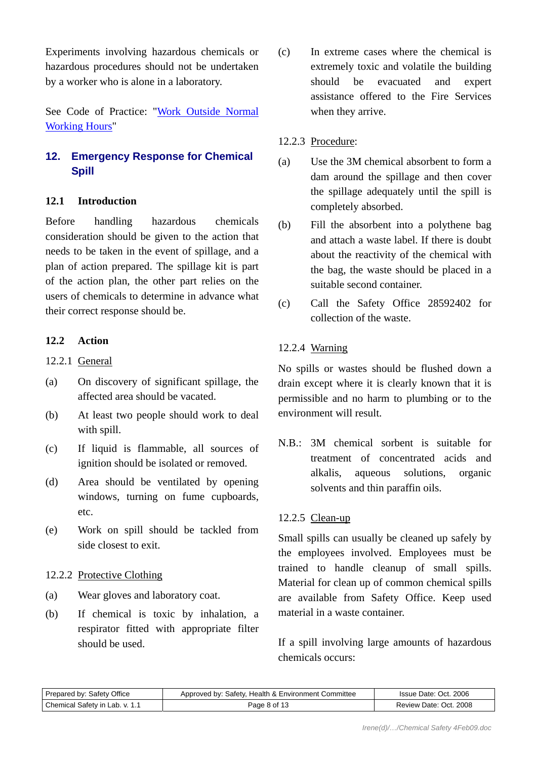Experiments involving hazardous chemicals or hazardous procedures should not be undertaken by a worker who is alone in a laboratory.

See Code of Practice: "Work Outside Normal Working Hours"

## 12. Emergency Response for Chemical Spill

### 12.1 Introduction

Before handling hazardous chemicals consideration should be given to the action that needs to be taken in the event of spillage, and a plan of action prepared. The spillage kit is part of the action plan, the other part relies on the users of chemicals to determine in advance what their correct response should be.

### 12.2 Action

12.2.1 General

(a) On discovery of significant spillage, the affected area should be vacated.

(b) At least two people should work to deal with spill.

(c) If liquid is flammable, all sources of ignition should be isolated or removed.

(d) Area should be ventilated by opening windows, turning on fume cupboards, etc.

(e) Work on spill should be tackled from side closest to exit.

12.2.2 Protective Clothing

(a) Wear gloves and laboratory coat.

(b) If chemical is toxic by inhalation, a respirator fitted with appropriate filter should be used.

(c) In extreme cases where the chemical is extremely toxic and volatile the building should be evacuated and expert assistance offered to the Fire Services when they arrive.

12.2.3 Procedure:

(a) Use the 3M chemical absorbent to form a dam around the spillage and then cover the spillage adequately until the spill is completely absorbed.

(b) Fill the absorbent into a polythene bag and attach a waste label. If there is doubt about the reactivity of the chemical with the bag, the waste should be placed in a suitable second container.

(c) Call the Safety Office 28592402 for collection of the waste.

12.2.4 Warning

No spills or wastes should be flushed down a drain except where it is clearly known that it is permissible and no harm to plumbing or to the environment will result.

N.B.: 3M chemical sorbent is suitable for treatment of concentrated acids and alkalis, aqueous solutions, organic solvents and thin paraffin oils.

12.2.5 Clean-up

Small spills can usually be cleaned up safely by the employees involved. Employees must be trained to handle cleanup of small spills. Material for clean up of common chemical spills are available from Safety Office. Keep used material in a waste container.

If a spill involving large amounts of hazardous chemicals occurs: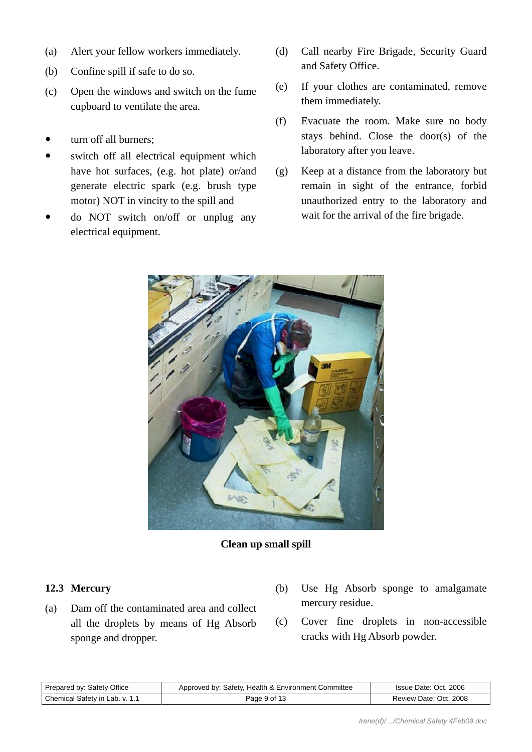(a) Alert your fellow workers immediately.

(b) Confine spill if safe to do so.

(c) Open the windows and switch on the fume cupboard to ventilate the area.

- turn off all burners;
- switch off all electrical equipment which have hot surfaces, (e.g. hot plate) or/and generate electric spark (e.g. brush type motor) NOT in vincity to the spill and
- do NOT switch on/off or unplug any electrical equipment.

(d) Call nearby Fire Brigade, Security Guard and Safety Office.

(e) If your clothes are contaminated, remove them immediately.

(f) Evacuate the room. Make sure no body stays behind. Close the door(s) of the laboratory after you leave.

(g) Keep at a distance from the laboratory but remain in sight of the entrance, forbid unauthorized entry to the laboratory and wait for the arrival of the fire brigade.

**Clean up small spill**

### 12.3 Mercury

(a) Dam off the contaminated area and collect all the droplets by means of Hg Absorb sponge and dropper.

(b) Use Hg Absorb sponge to amalgamate mercury residue.

(c) Cover fine droplets in non-accessible cracks with Hg Absorb powder.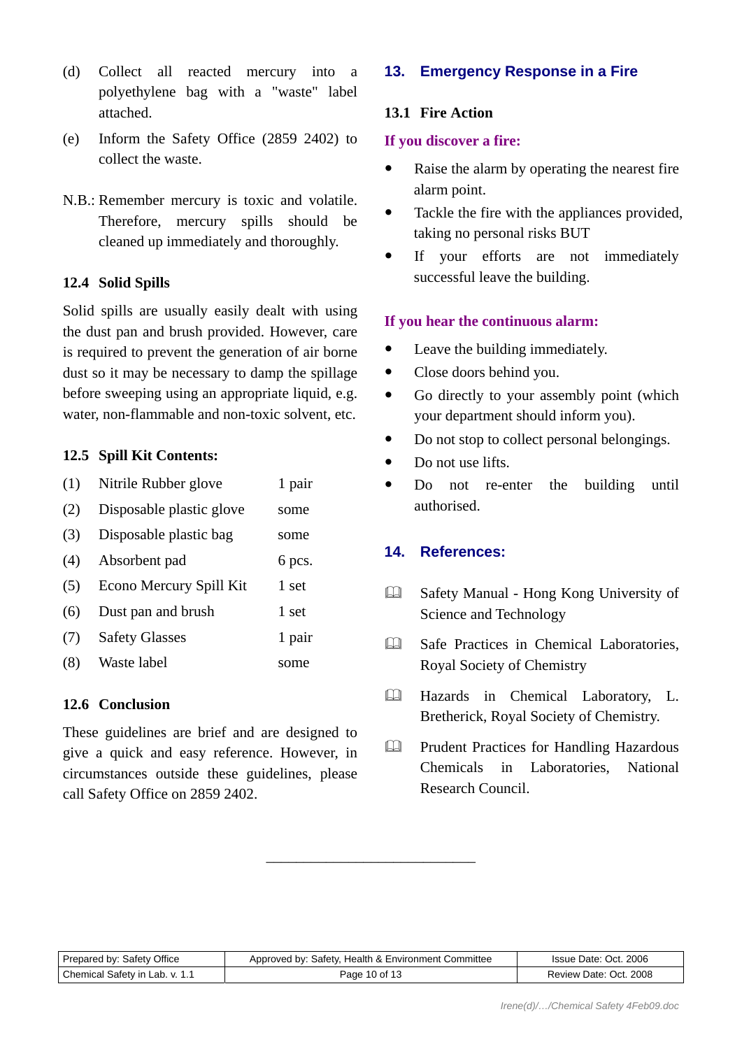(d) Collect all reacted mercury into a polyethylene bag with a "waste" label attached.

(e) Inform the Safety Office (2859 2402) to collect the waste.

N.B.: Remember mercury is toxic and volatile. Therefore, mercury spills should be cleaned up immediately and thoroughly.

### 12.4 Solid Spills

Solid spills are usually easily dealt with using the dust pan and brush provided. However, care is required to prevent the generation of air borne dust so it may be necessary to damp the spillage before sweeping using an appropriate liquid, e.g. water, non-flammable and non-toxic solvent, etc.

### 12.5 Spill Kit Contents:

| | Item | Quantity |
|---|---|---|
| (1) | Nitrile Rubber glove | 1 pair |
| (2) | Disposable plastic glove | some |
| (3) | Disposable plastic bag | some |
| (4) | Absorbent pad | 6 pcs. |
| (5) | Econo Mercury Spill Kit | 1 set |
| (6) | Dust pan and brush | 1 set |
| (7) | Safety Glasses | 1 pair |
| (8) | Waste label | some |

### 12.6 Conclusion

These guidelines are brief and are designed to give a quick and easy reference. However, in circumstances outside these guidelines, please call Safety Office on 2859 2402.

## 13. Emergency Response in a Fire

### 13.1 Fire Action

**If you discover a fire:**

- Raise the alarm by operating the nearest fire alarm point.
- Tackle the fire with the appliances provided, taking no personal risks BUT
- If your efforts are not immediately successful leave the building.

**If you hear the continuous alarm:**

- Leave the building immediately.
- Close doors behind you.
- Go directly to your assembly point (which your department should inform you).
- Do not stop to collect personal belongings.
- Do not use lifts.
- Do not re-enter the building until authorised.

## 14. References:

- Safety Manual - Hong Kong University of Science and Technology
- Safe Practices in Chemical Laboratories, Royal Society of Chemistry
- Hazards in Chemical Laboratory, L. Bretherick, Royal Society of Chemistry.
- Prudent Practices for Handling Hazardous Chemicals in Laboratories, National Research Council.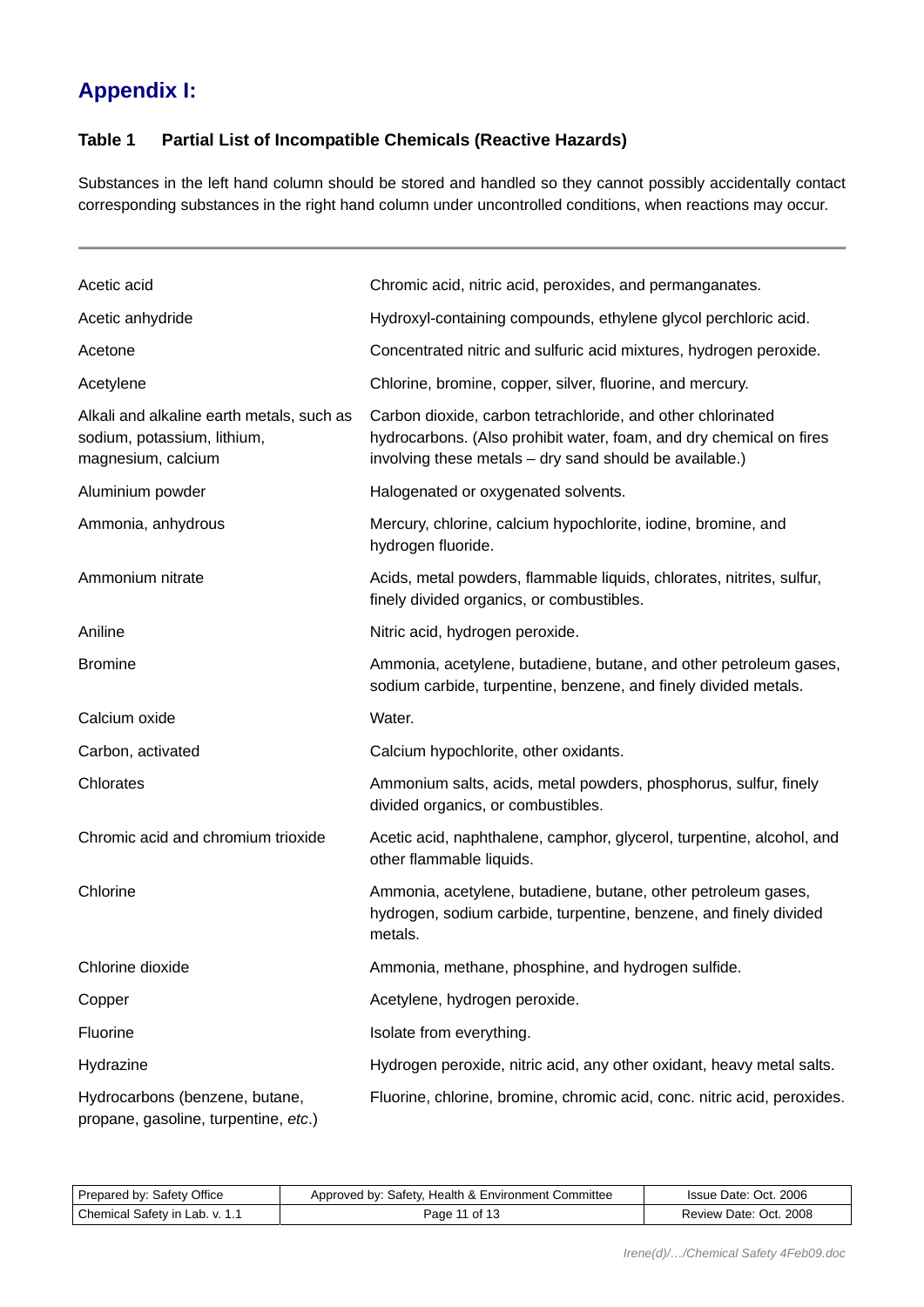## Appendix I:

### Table 1 Partial List of Incompatible Chemicals (Reactive Hazards)

Substances in the left hand column should be stored and handled so they cannot possibly accidentally contact corresponding substances in the right hand column under uncontrolled conditions, when reactions may occur.

| | |
|---|---|
| Acetic acid | Chromic acid, nitric acid, peroxides, and permanganates. |
| Acetic anhydride | Hydroxyl-containing compounds, ethylene glycol perchloric acid. |
| Acetone | Concentrated nitric and sulfuric acid mixtures, hydrogen peroxide. |
| Acetylene | Chlorine, bromine, copper, silver, fluorine, and mercury. |
| Alkali and alkaline earth metals, such as sodium, potassium, lithium, magnesium, calcium | Carbon dioxide, carbon tetrachloride, and other chlorinated hydrocarbons. (Also prohibit water, foam, and dry chemical on fires involving these metals – dry sand should be available.) |
| Aluminium powder | Halogenated or oxygenated solvents. |
| Ammonia, anhydrous | Mercury, chlorine, calcium hypochlorite, iodine, bromine, and hydrogen fluoride. |
| Ammonium nitrate | Acids, metal powders, flammable liquids, chlorates, nitrites, sulfur, finely divided organics, or combustibles. |
| Aniline | Nitric acid, hydrogen peroxide. |
| Bromine | Ammonia, acetylene, butadiene, butane, and other petroleum gases, sodium carbide, turpentine, benzene, and finely divided metals. |
| Calcium oxide | Water. |
| Carbon, activated | Calcium hypochlorite, other oxidants. |
| Chlorates | Ammonium salts, acids, metal powders, phosphorus, sulfur, finely divided organics, or combustibles. |
| Chromic acid and chromium trioxide | Acetic acid, naphthalene, camphor, glycerol, turpentine, alcohol, and other flammable liquids. |
| Chlorine | Ammonia, acetylene, butadiene, butane, other petroleum gases, hydrogen, sodium carbide, turpentine, benzene, and finely divided metals. |
| Chlorine dioxide | Ammonia, methane, phosphine, and hydrogen sulfide. |
| Copper | Acetylene, hydrogen peroxide. |
| Fluorine | Isolate from everything. |
| Hydrazine | Hydrogen peroxide, nitric acid, any other oxidant, heavy metal salts. |
| Hydrocarbons (benzene, butane, propane, gasoline, turpentine, *etc*.) | Fluorine, chlorine, bromine, chromic acid, conc. nitric acid, peroxides. |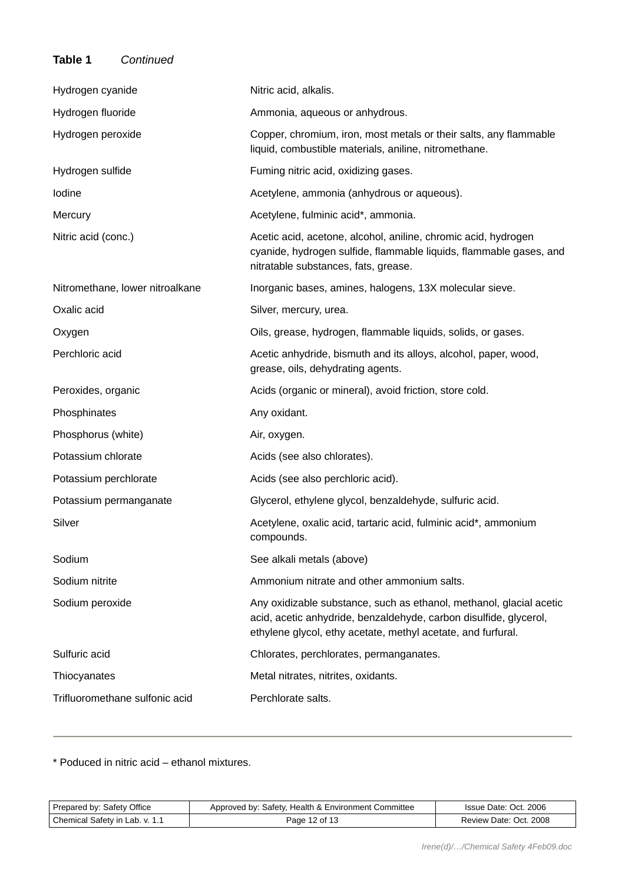**Table 1** *Continued*

| | |
|---|---|
| Hydrogen cyanide | Nitric acid, alkalis. |
| Hydrogen fluoride | Ammonia, aqueous or anhydrous. |
| Hydrogen peroxide | Copper, chromium, iron, most metals or their salts, any flammable liquid, combustible materials, aniline, nitromethane. |
| Hydrogen sulfide | Fuming nitric acid, oxidizing gases. |
| Iodine | Acetylene, ammonia (anhydrous or aqueous). |
| Mercury | Acetylene, fulminic acid*, ammonia. |
| Nitric acid (conc.) | Acetic acid, acetone, alcohol, aniline, chromic acid, hydrogen cyanide, hydrogen sulfide, flammable liquids, flammable gases, and nitratable substances, fats, grease. |
| Nitromethane, lower nitroalkane | Inorganic bases, amines, halogens, 13X molecular sieve. |
| Oxalic acid | Silver, mercury, urea. |
| Oxygen | Oils, grease, hydrogen, flammable liquids, solids, or gases. |
| Perchloric acid | Acetic anhydride, bismuth and its alloys, alcohol, paper, wood, grease, oils, dehydrating agents. |
| Peroxides, organic | Acids (organic or mineral), avoid friction, store cold. |
| Phosphinates | Any oxidant. |
| Phosphorus (white) | Air, oxygen. |
| Potassium chlorate | Acids (see also chlorates). |
| Potassium perchlorate | Acids (see also perchloric acid). |
| Potassium permanganate | Glycerol, ethylene glycol, benzaldehyde, sulfuric acid. |
| Silver | Acetylene, oxalic acid, tartaric acid, fulminic acid*, ammonium compounds. |
| Sodium | See alkali metals (above) |
| Sodium nitrite | Ammonium nitrate and other ammonium salts. |
| Sodium peroxide | Any oxidizable substance, such as ethanol, methanol, glacial acetic acid, acetic anhydride, benzaldehyde, carbon disulfide, glycerol, ethylene glycol, ethy acetate, methyl acetate, and furfural. |
| Sulfuric acid | Chlorates, perchlorates, permanganates. |
| Thiocyanates | Metal nitrates, nitrites, oxidants. |
| Trifluoromethane sulfonic acid | Perchlorate salts. |

* Poduced in nitric acid – ethanol mixtures.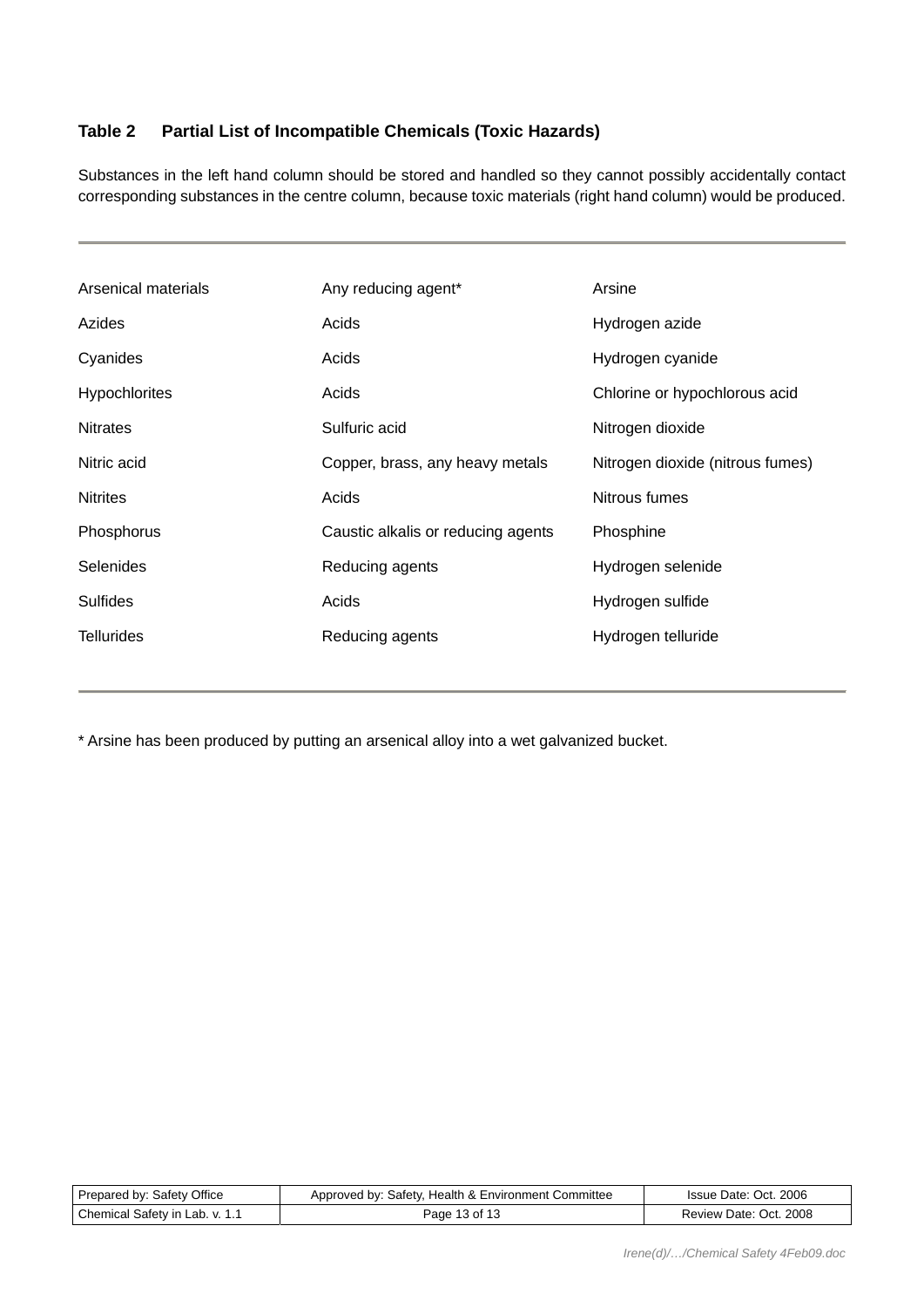**Table 2 Partial List of Incompatible Chemicals (Toxic Hazards)**

Substances in the left hand column should be stored and handled so they cannot possibly accidentally contact corresponding substances in the centre column, because toxic materials (right hand column) would be produced.

| | | |
|---|---|---|
| Arsenical materials | Any reducing agent* | Arsine |
| Azides | Acids | Hydrogen azide |
| Cyanides | Acids | Hydrogen cyanide |
| Hypochlorites | Acids | Chlorine or hypochlorous acid |
| Nitrates | Sulfuric acid | Nitrogen dioxide |
| Nitric acid | Copper, brass, any heavy metals | Nitrogen dioxide (nitrous fumes) |
| Nitrites | Acids | Nitrous fumes |
| Phosphorus | Caustic alkalis or reducing agents | Phosphine |
| Selenides | Reducing agents | Hydrogen selenide |
| Sulfides | Acids | Hydrogen sulfide |
| Tellurides | Reducing agents | Hydrogen telluride |

* Arsine has been produced by putting an arsenical alloy into a wet galvanized bucket.